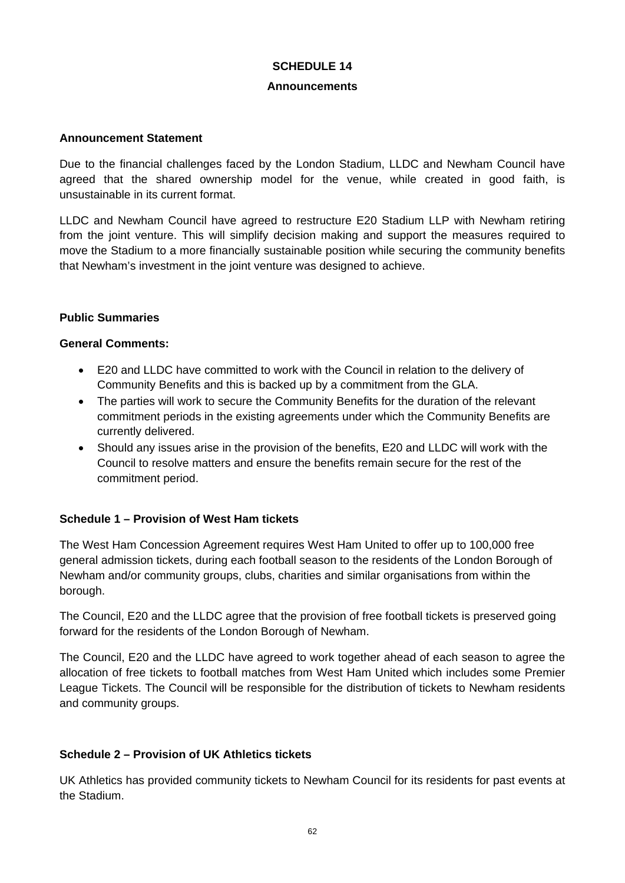# SCHEDULE 14

## Announcements

**Announcement Statement**

Due to the financial challenges faced by the London Stadium, LLDC and Newham Council have agreed that the shared ownership model for the venue, while created in good faith, is unsustainable in its current format.

LLDC and Newham Council have agreed to restructure E20 Stadium LLP with Newham retiring from the joint venture. This will simplify decision making and support the measures required to move the Stadium to a more financially sustainable position while securing the community benefits that Newham's investment in the joint venture was designed to achieve.

**Public Summaries**

**General Comments:**

- E20 and LLDC have committed to work with the Council in relation to the delivery of Community Benefits and this is backed up by a commitment from the GLA.
- The parties will work to secure the Community Benefits for the duration of the relevant commitment periods in the existing agreements under which the Community Benefits are currently delivered.
- Should any issues arise in the provision of the benefits, E20 and LLDC will work with the Council to resolve matters and ensure the benefits remain secure for the rest of the commitment period.

**Schedule 1 – Provision of West Ham tickets**

The West Ham Concession Agreement requires West Ham United to offer up to 100,000 free general admission tickets, during each football season to the residents of the London Borough of Newham and/or community groups, clubs, charities and similar organisations from within the borough.

The Council, E20 and the LLDC agree that the provision of free football tickets is preserved going forward for the residents of the London Borough of Newham.

The Council, E20 and the LLDC have agreed to work together ahead of each season to agree the allocation of free tickets to football matches from West Ham United which includes some Premier League Tickets. The Council will be responsible for the distribution of tickets to Newham residents and community groups.

**Schedule 2 – Provision of UK Athletics tickets**

UK Athletics has provided community tickets to Newham Council for its residents for past events at the Stadium.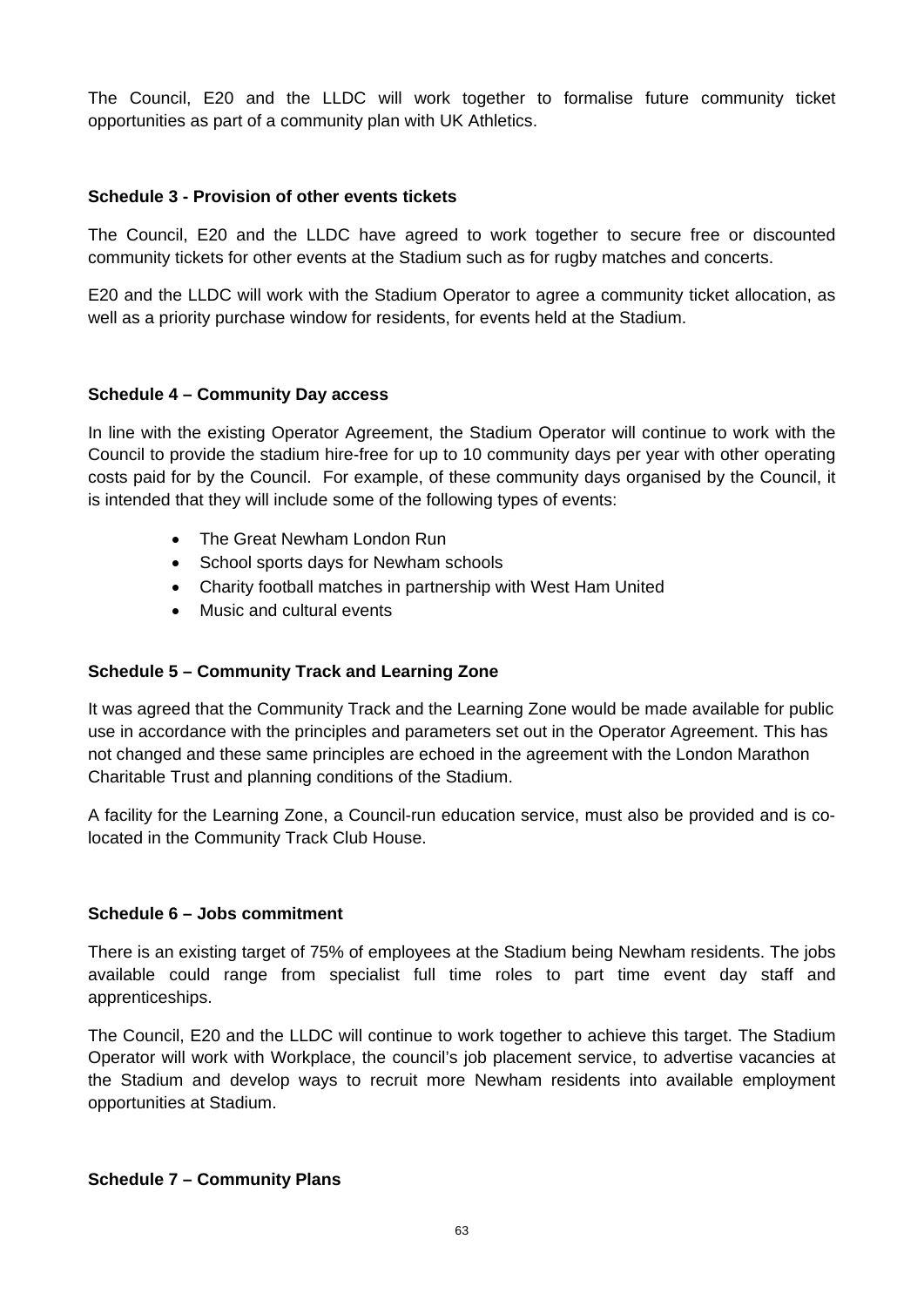The Council, E20 and the LLDC will work together to formalise future community ticket opportunities as part of a community plan with UK Athletics.

**Schedule 3 - Provision of other events tickets**

The Council, E20 and the LLDC have agreed to work together to secure free or discounted community tickets for other events at the Stadium such as for rugby matches and concerts.

E20 and the LLDC will work with the Stadium Operator to agree a community ticket allocation, as well as a priority purchase window for residents, for events held at the Stadium.

**Schedule 4 – Community Day access**

In line with the existing Operator Agreement, the Stadium Operator will continue to work with the Council to provide the stadium hire-free for up to 10 community days per year with other operating costs paid for by the Council. For example, of these community days organised by the Council, it is intended that they will include some of the following types of events:

- The Great Newham London Run
- School sports days for Newham schools
- Charity football matches in partnership with West Ham United
- Music and cultural events

**Schedule 5 – Community Track and Learning Zone**

It was agreed that the Community Track and the Learning Zone would be made available for public use in accordance with the principles and parameters set out in the Operator Agreement. This has not changed and these same principles are echoed in the agreement with the London Marathon Charitable Trust and planning conditions of the Stadium.

A facility for the Learning Zone, a Council-run education service, must also be provided and is co-located in the Community Track Club House.

**Schedule 6 – Jobs commitment**

There is an existing target of 75% of employees at the Stadium being Newham residents. The jobs available could range from specialist full time roles to part time event day staff and apprenticeships.

The Council, E20 and the LLDC will continue to work together to achieve this target. The Stadium Operator will work with Workplace, the council's job placement service, to advertise vacancies at the Stadium and develop ways to recruit more Newham residents into available employment opportunities at Stadium.

**Schedule 7 – Community Plans**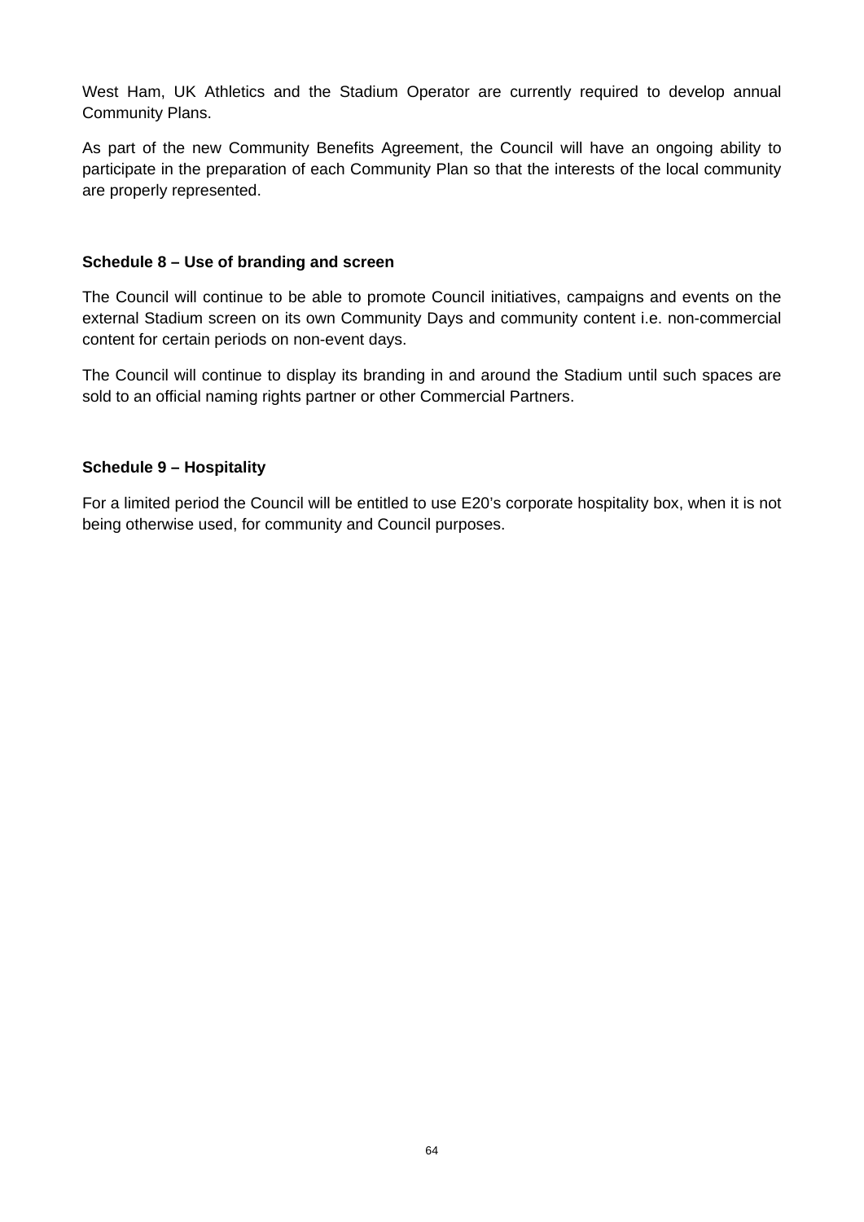West Ham, UK Athletics and the Stadium Operator are currently required to develop annual Community Plans.

As part of the new Community Benefits Agreement, the Council will have an ongoing ability to participate in the preparation of each Community Plan so that the interests of the local community are properly represented.

**Schedule 8 – Use of branding and screen**

The Council will continue to be able to promote Council initiatives, campaigns and events on the external Stadium screen on its own Community Days and community content i.e. non-commercial content for certain periods on non-event days.

The Council will continue to display its branding in and around the Stadium until such spaces are sold to an official naming rights partner or other Commercial Partners.

**Schedule 9 – Hospitality**

For a limited period the Council will be entitled to use E20's corporate hospitality box, when it is not being otherwise used, for community and Council purposes.